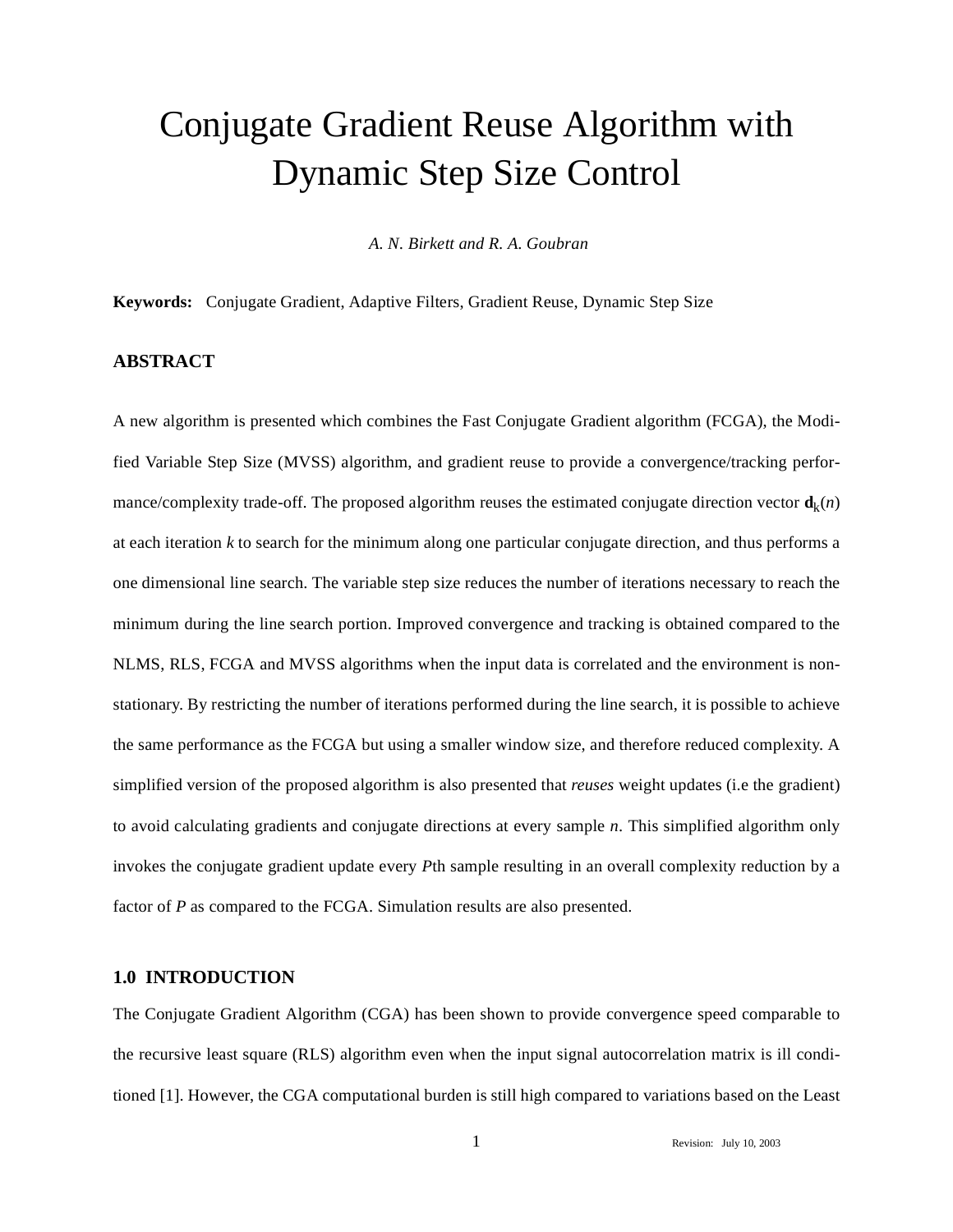# Conjugate Gradient Reuse Algorithm with Dynamic Step Size Control

*A. N. Birkett and R. A. Goubran*

**Keywords:** Conjugate Gradient, Adaptive Filters, Gradient Reuse, Dynamic Step Size

## ABSTRACT

A new algorithm is presented which combines the Fast Conjugate Gradient algorithm (FCGA), the Modified Variable Step Size (MVSS) algorithm, and gradient reuse to provide a convergence/tracking performance/complexity trade-off. The proposed algorithm reuses the estimated conjugate direction vector $\mathbf{d}_k(n)$ at each iteration $k$ to search for the minimum along one particular conjugate direction, and thus performs a one dimensional line search. The variable step size reduces the number of iterations necessary to reach the minimum during the line search portion. Improved convergence and tracking is obtained compared to the NLMS, RLS, FCGA and MVSS algorithms when the input data is correlated and the environment is non-stationary. By restricting the number of iterations performed during the line search, it is possible to achieve the same performance as the FCGA but using a smaller window size, and therefore reduced complexity. A simplified version of the proposed algorithm is also presented that *reuses* weight updates (i.e the gradient) to avoid calculating gradients and conjugate directions at every sample $n$. This simplified algorithm only invokes the conjugate gradient update every $P$th sample resulting in an overall complexity reduction by a factor of $P$ as compared to the FCGA. Simulation results are also presented.

## 1.0 INTRODUCTION

The Conjugate Gradient Algorithm (CGA) has been shown to provide convergence speed comparable to the recursive least square (RLS) algorithm even when the input signal autocorrelation matrix is ill conditioned [1]. However, the CGA computational burden is still high compared to variations based on the Least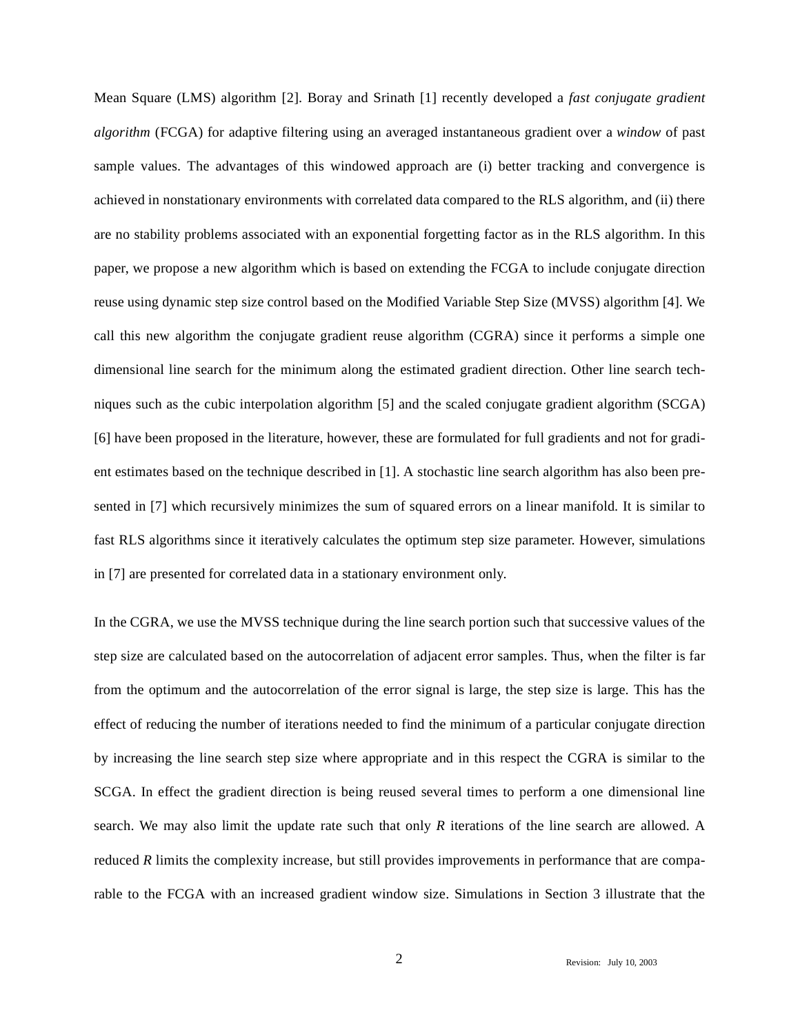Mean Square (LMS) algorithm [2]. Boray and Srinath [1] recently developed a *fast conjugate gradient algorithm* (FCGA) for adaptive filtering using an averaged instantaneous gradient over a *window* of past sample values. The advantages of this windowed approach are (i) better tracking and convergence is achieved in nonstationary environments with correlated data compared to the RLS algorithm, and (ii) there are no stability problems associated with an exponential forgetting factor as in the RLS algorithm. In this paper, we propose a new algorithm which is based on extending the FCGA to include conjugate direction reuse using dynamic step size control based on the Modified Variable Step Size (MVSS) algorithm [4]. We call this new algorithm the conjugate gradient reuse algorithm (CGRA) since it performs a simple one dimensional line search for the minimum along the estimated gradient direction. Other line search techniques such as the cubic interpolation algorithm [5] and the scaled conjugate gradient algorithm (SCGA) [6] have been proposed in the literature, however, these are formulated for full gradients and not for gradient estimates based on the technique described in [1]. A stochastic line search algorithm has also been presented in [7] which recursively minimizes the sum of squared errors on a linear manifold. It is similar to fast RLS algorithms since it iteratively calculates the optimum step size parameter. However, simulations in [7] are presented for correlated data in a stationary environment only.

In the CGRA, we use the MVSS technique during the line search portion such that successive values of the step size are calculated based on the autocorrelation of adjacent error samples. Thus, when the filter is far from the optimum and the autocorrelation of the error signal is large, the step size is large. This has the effect of reducing the number of iterations needed to find the minimum of a particular conjugate direction by increasing the line search step size where appropriate and in this respect the CGRA is similar to the SCGA. In effect the gradient direction is being reused several times to perform a one dimensional line search. We may also limit the update rate such that only $R$ iterations of the line search are allowed. A reduced $R$ limits the complexity increase, but still provides improvements in performance that are comparable to the FCGA with an increased gradient window size. Simulations in Section 3 illustrate that the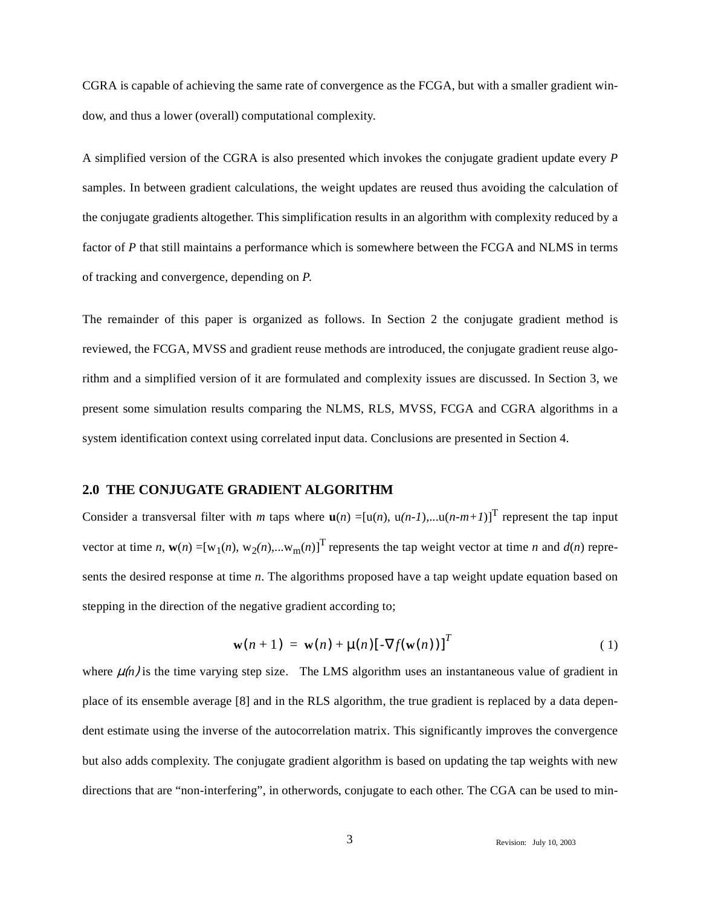CGRA is capable of achieving the same rate of convergence as the FCGA, but with a smaller gradient window, and thus a lower (overall) computational complexity.

A simplified version of the CGRA is also presented which invokes the conjugate gradient update every *P* samples. In between gradient calculations, the weight updates are reused thus avoiding the calculation of the conjugate gradients altogether. This simplification results in an algorithm with complexity reduced by a factor of *P* that still maintains a performance which is somewhere between the FCGA and NLMS in terms of tracking and convergence, depending on *P*.

The remainder of this paper is organized as follows. In Section 2 the conjugate gradient method is reviewed, the FCGA, MVSS and gradient reuse methods are introduced, the conjugate gradient reuse algorithm and a simplified version of it are formulated and complexity issues are discussed. In Section 3, we present some simulation results comparing the NLMS, RLS, MVSS, FCGA and CGRA algorithms in a system identification context using correlated input data. Conclusions are presented in Section 4.

## 2.0 THE CONJUGATE GRADIENT ALGORITHM

Consider a transversal filter with $m$ taps where $\mathbf{u}(n) = [u(n), u(n-1), \ldots u(n-m+1)]^T$ represent the tap input vector at time $n$, $\mathbf{w}(n) = [w_1(n), w_2(n), \ldots w_m(n)]^T$ represents the tap weight vector at time $n$ and $d(n)$ represents the desired response at time $n$. The algorithms proposed have a tap weight update equation based on stepping in the direction of the negative gradient according to;

$$\mathbf{w}(n+1) = \mathbf{w}(n) + \mu(n)[-\nabla f(\mathbf{w}(n))]^T \tag{1}$$

where $\mu(n)$ is the time varying step size. The LMS algorithm uses an instantaneous value of gradient in place of its ensemble average [8] and in the RLS algorithm, the true gradient is replaced by a data dependent estimate using the inverse of the autocorrelation matrix. This significantly improves the convergence but also adds complexity. The conjugate gradient algorithm is based on updating the tap weights with new directions that are "non-interfering", in otherwords, conjugate to each other. The CGA can be used to min-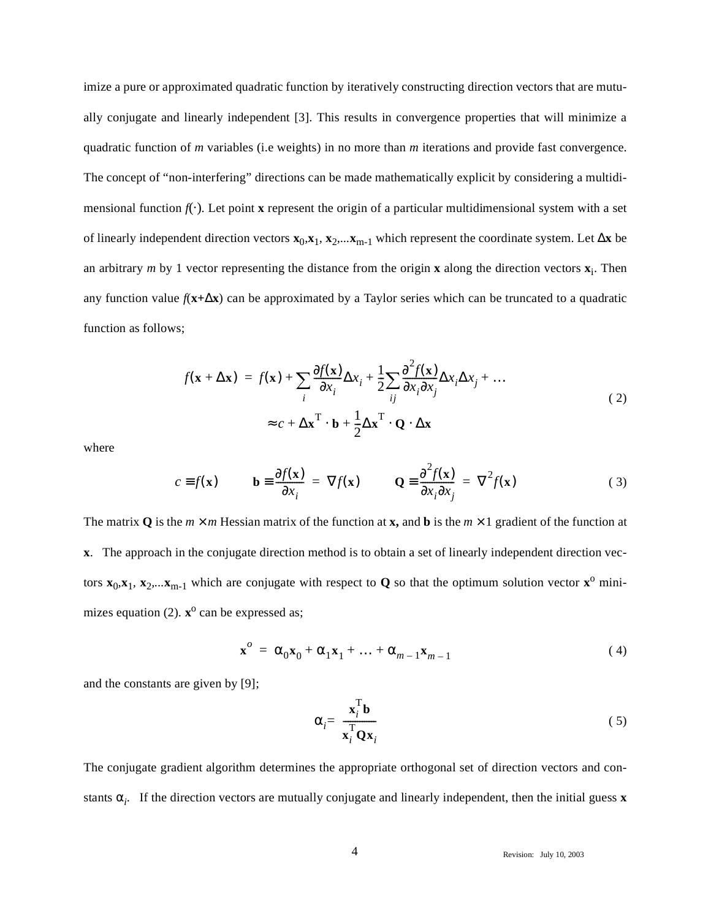imize a pure or approximated quadratic function by iteratively constructing direction vectors that are mutually conjugate and linearly independent [3]. This results in convergence properties that will minimize a quadratic function of *m* variables (i.e weights) in no more than *m* iterations and provide fast convergence. The concept of "non-interfering" directions can be made mathematically explicit by considering a multidimensional function $f(\cdot)$. Let point **x** represent the origin of a particular multidimensional system with a set of linearly independent direction vectors $\mathbf{x}_0, \mathbf{x}_1, \mathbf{x}_2, \ldots \mathbf{x}_{m-1}$ which represent the coordinate system. Let $\Delta\mathbf{x}$ be an arbitrary *m* by 1 vector representing the distance from the origin **x** along the direction vectors $\mathbf{x}_i$. Then any function value $f(\mathbf{x}+\Delta\mathbf{x})$ can be approximated by a Taylor series which can be truncated to a quadratic function as follows;

$$
\begin{aligned}
f(\mathbf{x} + \Delta\mathbf{x}) &= f(\mathbf{x}) + \sum_i \frac{\partial f(\mathbf{x})}{\partial x_i}\Delta x_i + \frac{1}{2}\sum_{ij}\frac{\partial^2 f(\mathbf{x})}{\partial x_i \partial x_j}\Delta x_i \Delta x_j + \ldots \\
&\approx c + \Delta\mathbf{x}^{\mathrm{T}} \cdot \mathbf{b} + \frac{1}{2}\Delta\mathbf{x}^{\mathrm{T}} \cdot \mathbf{Q} \cdot \Delta\mathbf{x}
\end{aligned}
\tag{2}
$$

where

$$
c \equiv f(\mathbf{x}) \qquad \mathbf{b} \equiv \frac{\partial f(\mathbf{x})}{\partial x_i} = \nabla f(\mathbf{x}) \qquad \mathbf{Q} \equiv \frac{\partial^2 f(\mathbf{x})}{\partial x_i \partial x_j} = \nabla^2 f(\mathbf{x}) \tag{3}
$$

The matrix **Q** is the $m \times m$ Hessian matrix of the function at **x,** and **b** is the $m \times 1$ gradient of the function at **x**. The approach in the conjugate direction method is to obtain a set of linearly independent direction vectors $\mathbf{x}_0, \mathbf{x}_1, \mathbf{x}_2, \ldots \mathbf{x}_{m-1}$ which are conjugate with respect to **Q** so that the optimum solution vector $\mathbf{x}^o$ minimizes equation (2). $\mathbf{x}^o$ can be expressed as;

$$
\mathbf{x}^o = \alpha_0 \mathbf{x}_0 + \alpha_1 \mathbf{x}_1 + \ldots + \alpha_{m-1}\mathbf{x}_{m-1} \tag{4}
$$

and the constants are given by [9];

$$
\alpha_i = \frac{\mathbf{x}_i^{\mathrm{T}} \mathbf{b}}{\mathbf{x}_i^{\mathrm{T}} \mathbf{Q} \mathbf{x}_i} \tag{5}
$$

The conjugate gradient algorithm determines the appropriate orthogonal set of direction vectors and constants $\alpha_i$. If the direction vectors are mutually conjugate and linearly independent, then the initial guess **x**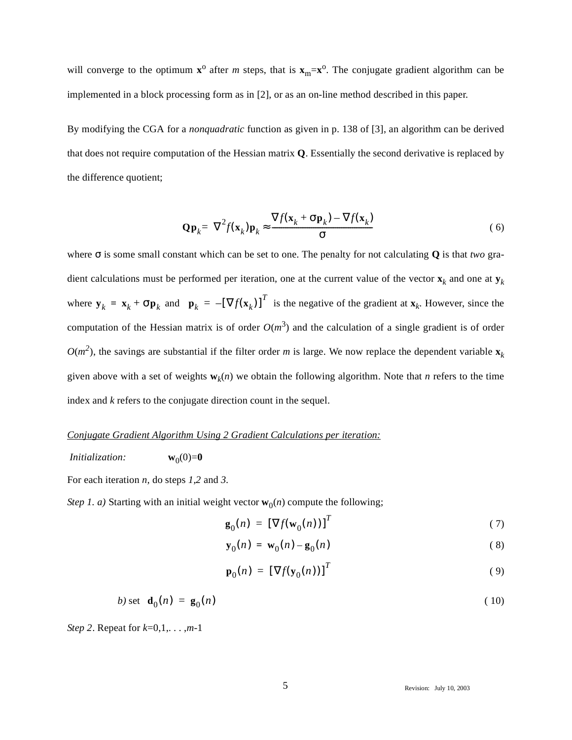will converge to the optimum $\mathbf{x}^o$ after $m$ steps, that is $\mathbf{x}_m=\mathbf{x}^o$. The conjugate gradient algorithm can be implemented in a block processing form as in [2], or as an on-line method described in this paper.

By modifying the CGA for a *nonquadratic* function as given in p. 138 of [3], an algorithm can be derived that does not require computation of the Hessian matrix $\mathbf{Q}$. Essentially the second derivative is replaced by the difference quotient;

$$\mathbf{Q}\mathbf{p}_k = \nabla^2 f(\mathbf{x}_k)\mathbf{p}_k \approx \frac{\nabla f(\mathbf{x}_k + \sigma \mathbf{p}_k) - \nabla f(\mathbf{x}_k)}{\sigma} \tag{6}$$

where $\sigma$ is some small constant which can be set to one. The penalty for not calculating $\mathbf{Q}$ is that *two* gradient calculations must be performed per iteration, one at the current value of the vector $\mathbf{x}_k$ and one at $\mathbf{y}_k$ where $\mathbf{y}_k = \mathbf{x}_k + \sigma\mathbf{p}_k$ and $\mathbf{p}_k = -[\nabla f(\mathbf{x}_k)]^T$ is the negative of the gradient at $\mathbf{x}_k$. However, since the computation of the Hessian matrix is of order $O(m^3)$ and the calculation of a single gradient is of order $O(m^2)$, the savings are substantial if the filter order $m$ is large. We now replace the dependent variable $\mathbf{x}_k$ given above with a set of weights $\mathbf{w}_k(n)$ we obtain the following algorithm. Note that $n$ refers to the time index and $k$ refers to the conjugate direction count in the sequel.

<u>*Conjugate Gradient Algorithm Using 2 Gradient Calculations per iteration:*</u>

*Initialization:* $\mathbf{w}_0(0)=\mathbf{0}$

For each iteration $n$, do steps *1*,*2* and *3*.

*Step 1. a)* Starting with an initial weight vector $\mathbf{w}_0(n)$ compute the following;

$$\mathbf{g}_0(n) = [\nabla f(\mathbf{w}_0(n))]^T \tag{7}$$

$$\mathbf{y}_0(n) = \mathbf{w}_0(n) - \mathbf{g}_0(n) \tag{8}$$

$$\mathbf{p}_0(n) = [\nabla f(\mathbf{y}_0(n))]^T \tag{9}$$

*b)* set $\mathbf{d}_0(n) = \mathbf{g}_0(n)$ (10)

*Step 2*. Repeat for $k$=0,1,. . . ,$m$-1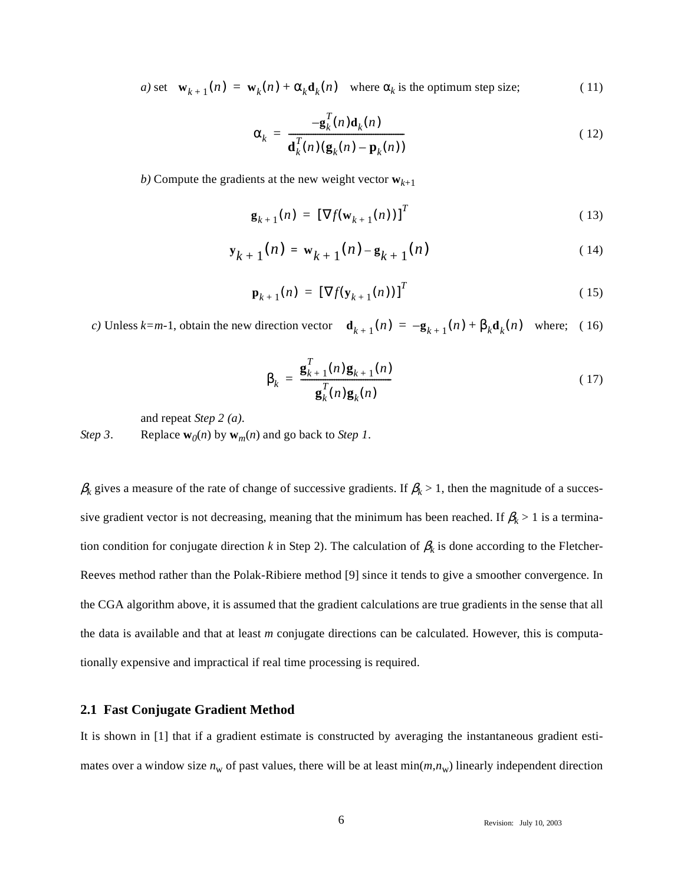*a)* set $\mathbf{w}_{k+1}(n) = \mathbf{w}_k(n) + \alpha_k \mathbf{d}_k(n)$ where $\alpha_k$ is the optimum step size; ( 11)

$$\alpha_k = \frac{-\mathbf{g}_k^T(n)\mathbf{d}_k(n)}{\mathbf{d}_k^T(n)(\mathbf{g}_k(n) - \mathbf{p}_k(n))} \tag{12}$$

*b)* Compute the gradients at the new weight vector $\mathbf{w}_{k+1}$

$$\mathbf{g}_{k+1}(n) = [\nabla f(\mathbf{w}_{k+1}(n))]^T \tag{13}$$

$$\mathbf{y}_{k+1}(n) = \mathbf{w}_{k+1}(n) - \mathbf{g}_{k+1}(n) \tag{14}$$

$$\mathbf{p}_{k+1}(n) = [\nabla f(\mathbf{y}_{k+1}(n))]^T \tag{15}$$

*c)* Unless $k$=$m$-1, obtain the new direction vector $\mathbf{d}_{k+1}(n) = -\mathbf{g}_{k+1}(n) + \beta_k \mathbf{d}_k(n)$ where; ( 16)

$$\beta_k = \frac{\mathbf{g}_{k+1}^T(n)\mathbf{g}_{k+1}(n)}{\mathbf{g}_k^T(n)\mathbf{g}_k(n)} \tag{17}$$

and repeat *Step 2 (a)*.

*Step 3*. Replace $\mathbf{w}_0(n)$ by $\mathbf{w}_m(n)$ and go back to *Step 1*.

$\beta_k$ gives a measure of the rate of change of successive gradients. If $\beta_k > 1$, then the magnitude of a successive gradient vector is not decreasing, meaning that the minimum has been reached. If $\beta_k > 1$ is a termination condition for conjugate direction $k$ in Step 2). The calculation of $\beta_k$ is done according to the Fletcher-Reeves method rather than the Polak-Ribiere method [9] since it tends to give a smoother convergence. In the CGA algorithm above, it is assumed that the gradient calculations are true gradients in the sense that all the data is available and that at least $m$ conjugate directions can be calculated. However, this is computationally expensive and impractical if real time processing is required.

## 2.1 Fast Conjugate Gradient Method

It is shown in [1] that if a gradient estimate is constructed by averaging the instantaneous gradient estimates over a window size $n_w$ of past values, there will be at least $\min(m,n_w)$ linearly independent direction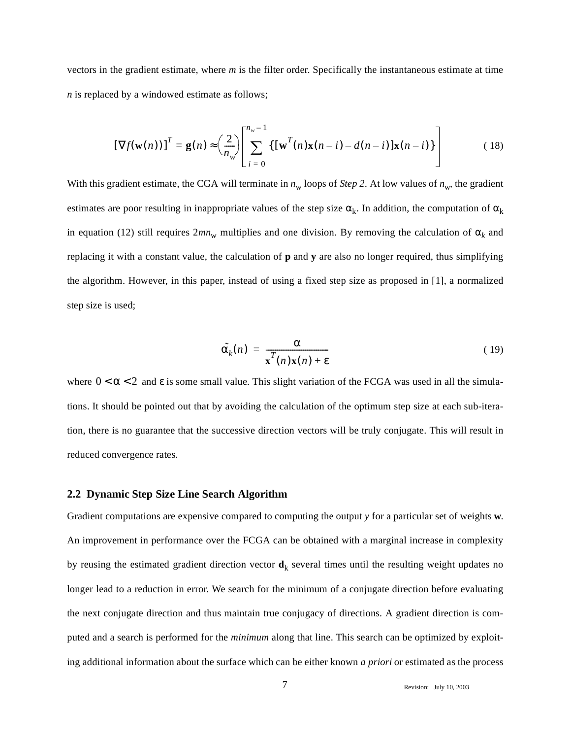vectors in the gradient estimate, where *m* is the filter order. Specifically the instantaneous estimate at time *n* is replaced by a windowed estimate as follows;

$$[\nabla f(\mathbf{w}(n))]^T = \mathbf{g}(n) \approx \left(\frac{2}{n_w}\right)\left[\sum_{i=0}^{n_w-1} \{[\mathbf{w}^T(n)\mathbf{x}(n-i) - d(n-i)]\mathbf{x}(n-i)\}\right] \tag{18}$$

With this gradient estimate, the CGA will terminate in $n_w$ loops of *Step 2*. At low values of $n_w$, the gradient estimates are poor resulting in inappropriate values of the step size $\alpha_k$. In addition, the computation of $\alpha_k$ in equation (12) still requires $2mn_w$ multiplies and one division. By removing the calculation of $\alpha_k$ and replacing it with a constant value, the calculation of **p** and **y** are also no longer required, thus simplifying the algorithm. However, in this paper, instead of using a fixed step size as proposed in [1], a normalized step size is used;

$$\tilde{\alpha}_k(n) = \frac{\alpha}{\mathbf{x}^T(n)\mathbf{x}(n) + \varepsilon} \tag{19}$$

where $0 < \alpha < 2$ and $\varepsilon$ is some small value. This slight variation of the FCGA was used in all the simulations. It should be pointed out that by avoiding the calculation of the optimum step size at each sub-iteration, there is no guarantee that the successive direction vectors will be truly conjugate. This will result in reduced convergence rates.

### 2.2 Dynamic Step Size Line Search Algorithm

Gradient computations are expensive compared to computing the output *y* for a particular set of weights **w**. An improvement in performance over the FCGA can be obtained with a marginal increase in complexity by reusing the estimated gradient direction vector $\mathbf{d}_k$ several times until the resulting weight updates no longer lead to a reduction in error. We search for the minimum of a conjugate direction before evaluating the next conjugate direction and thus maintain true conjugacy of directions. A gradient direction is computed and a search is performed for the *minimum* along that line. This search can be optimized by exploiting additional information about the surface which can be either known *a priori* or estimated as the process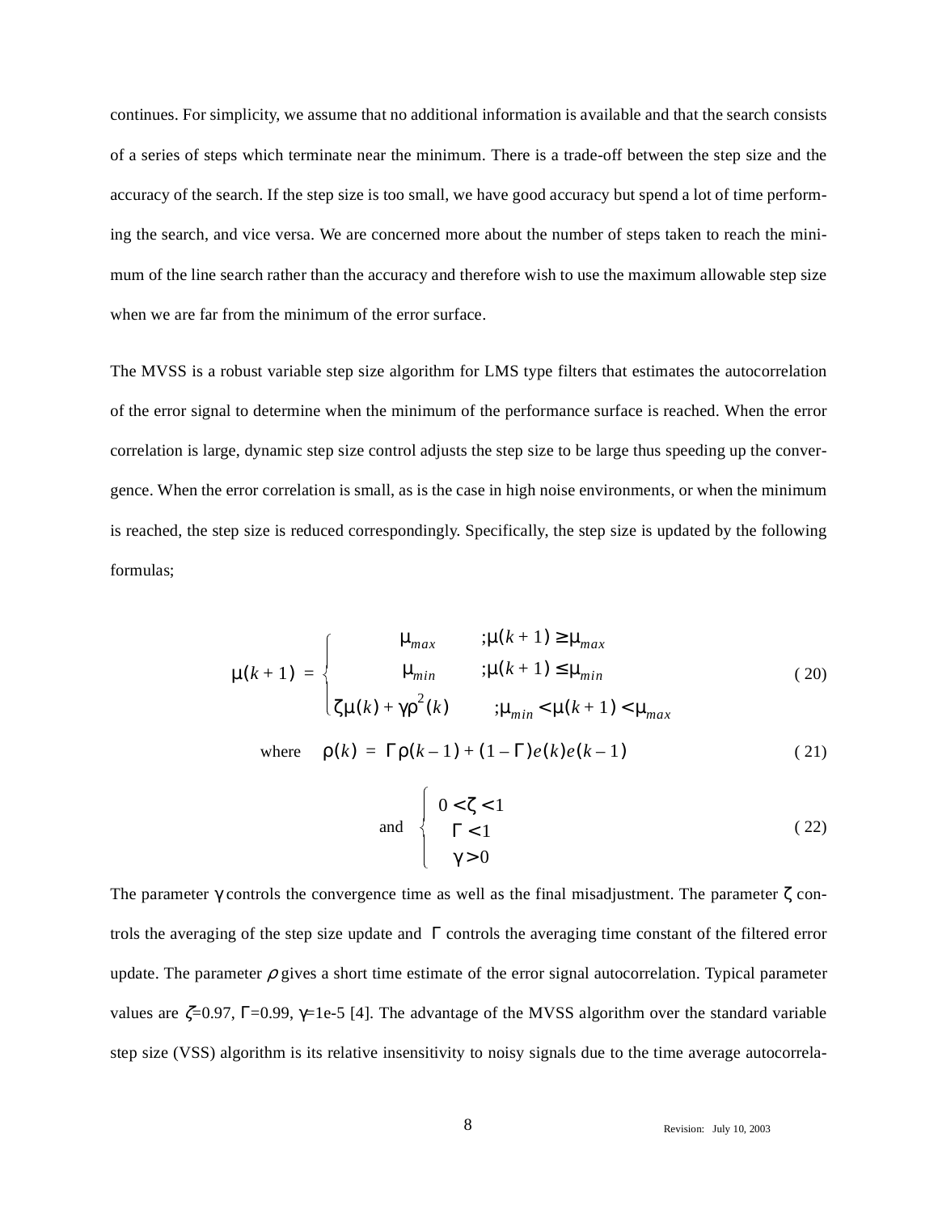continues. For simplicity, we assume that no additional information is available and that the search consists of a series of steps which terminate near the minimum. There is a trade-off between the step size and the accuracy of the search. If the step size is too small, we have good accuracy but spend a lot of time performing the search, and vice versa. We are concerned more about the number of steps taken to reach the minimum of the line search rather than the accuracy and therefore wish to use the maximum allowable step size when we are far from the minimum of the error surface.

The MVSS is a robust variable step size algorithm for LMS type filters that estimates the autocorrelation of the error signal to determine when the minimum of the performance surface is reached. When the error correlation is large, dynamic step size control adjusts the step size to be large thus speeding up the convergence. When the error correlation is small, as is the case in high noise environments, or when the minimum is reached, the step size is reduced correspondingly. Specifically, the step size is updated by the following formulas;

$$\mu(k+1) = \begin{cases} \mu_{max} & ;\mu(k+1) \geq \mu_{max} \\ \mu_{min} & ;\mu(k+1) \leq \mu_{min} \\ \zeta\mu(k) + \gamma\rho^2(k) & ;\mu_{min} < \mu(k+1) < \mu_{max} \end{cases} \tag{20}$$

$$\text{where} \quad \rho(k) = \Gamma\rho(k-1) + (1-\Gamma)e(k)e(k-1) \tag{21}$$

$$\text{and} \quad \begin{cases} 0 < \zeta < 1 \\ \Gamma < 1 \\ \gamma > 0 \end{cases} \tag{22}$$

The parameter $\gamma$ controls the convergence time as well as the final misadjustment. The parameter $\zeta$ controls the averaging of the step size update and $\Gamma$ controls the averaging time constant of the filtered error update. The parameter $\rho$ gives a short time estimate of the error signal autocorrelation. Typical parameter values are $\zeta$=0.97, $\Gamma$=0.99, $\gamma$=1e-5 [4]. The advantage of the MVSS algorithm over the standard variable step size (VSS) algorithm is its relative insensitivity to noisy signals due to the time average autocorrela-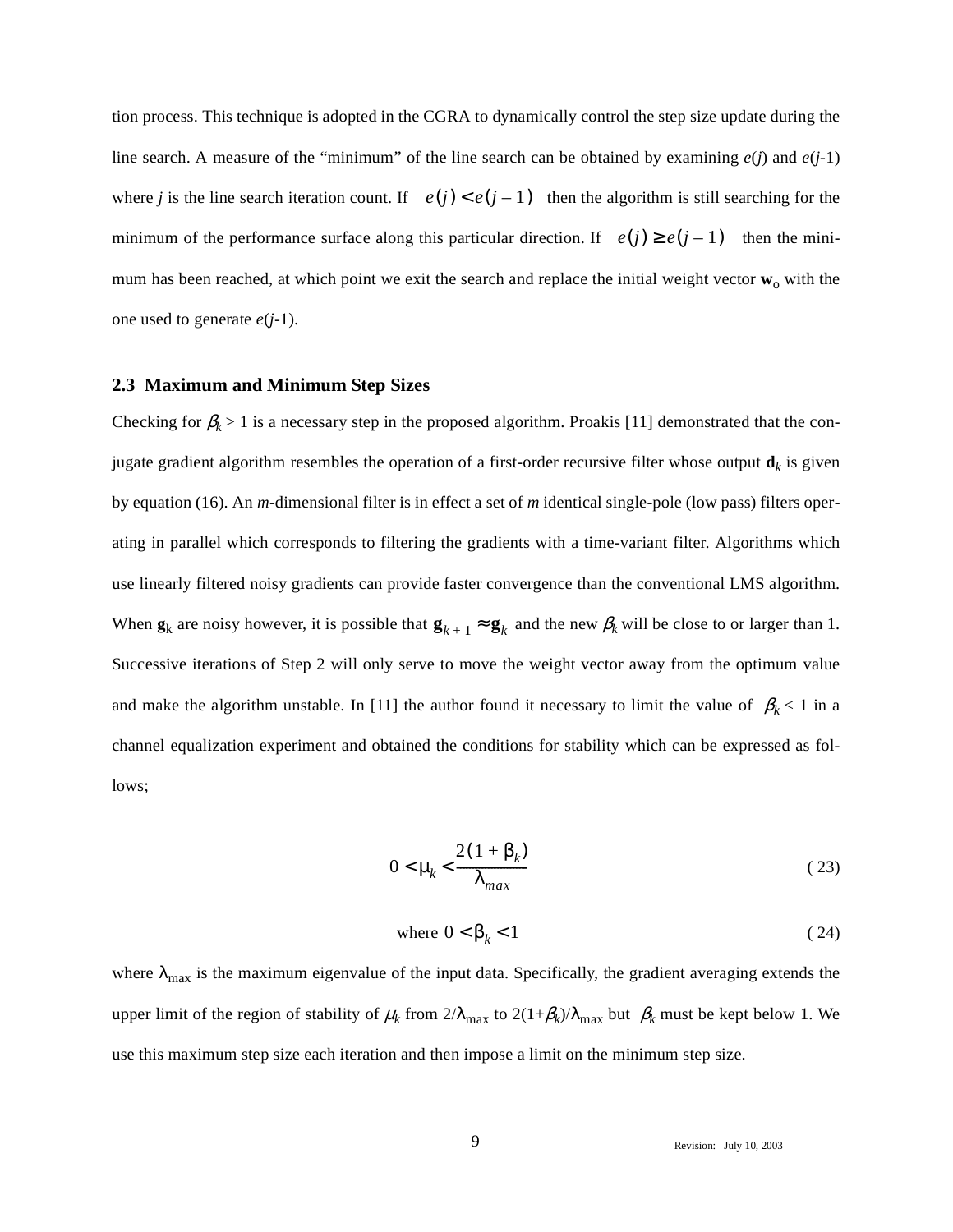tion process. This technique is adopted in the CGRA to dynamically control the step size update during the line search. A measure of the "minimum" of the line search can be obtained by examining $e(j)$ and $e(j\text{-}1)$ where $j$ is the line search iteration count. If $e(j) < e(j-1)$ then the algorithm is still searching for the minimum of the performance surface along this particular direction. If $e(j) \geq e(j-1)$ then the minimum has been reached, at which point we exit the search and replace the initial weight vector $\mathbf{w}_o$ with the one used to generate $e(j\text{-}1)$.

### 2.3 Maximum and Minimum Step Sizes

Checking for $\beta_k > 1$ is a necessary step in the proposed algorithm. Proakis [11] demonstrated that the conjugate gradient algorithm resembles the operation of a first-order recursive filter whose output $\mathbf{d}_k$ is given by equation (16). An $m$-dimensional filter is in effect a set of $m$ identical single-pole (low pass) filters operating in parallel which corresponds to filtering the gradients with a time-variant filter. Algorithms which use linearly filtered noisy gradients can provide faster convergence than the conventional LMS algorithm. When $\mathbf{g}_k$ are noisy however, it is possible that $\mathbf{g}_{k+1} \approx \mathbf{g}_k$ and the new $\beta_k$ will be close to or larger than 1. Successive iterations of Step 2 will only serve to move the weight vector away from the optimum value and make the algorithm unstable. In [11] the author found it necessary to limit the value of $\beta_k < 1$ in a channel equalization experiment and obtained the conditions for stability which can be expressed as follows;

$$0 < \mu_k < \frac{2(1 + \beta_k)}{\lambda_{max}} \tag{23}$$

$$\text{where } 0 < \beta_k < 1 \tag{24}$$

where $\lambda_{\max}$ is the maximum eigenvalue of the input data. Specifically, the gradient averaging extends the upper limit of the region of stability of $\mu_k$ from $2/\lambda_{\max}$ to $2(1+\beta_k)/\lambda_{\max}$ but $\beta_k$ must be kept below 1. We use this maximum step size each iteration and then impose a limit on the minimum step size.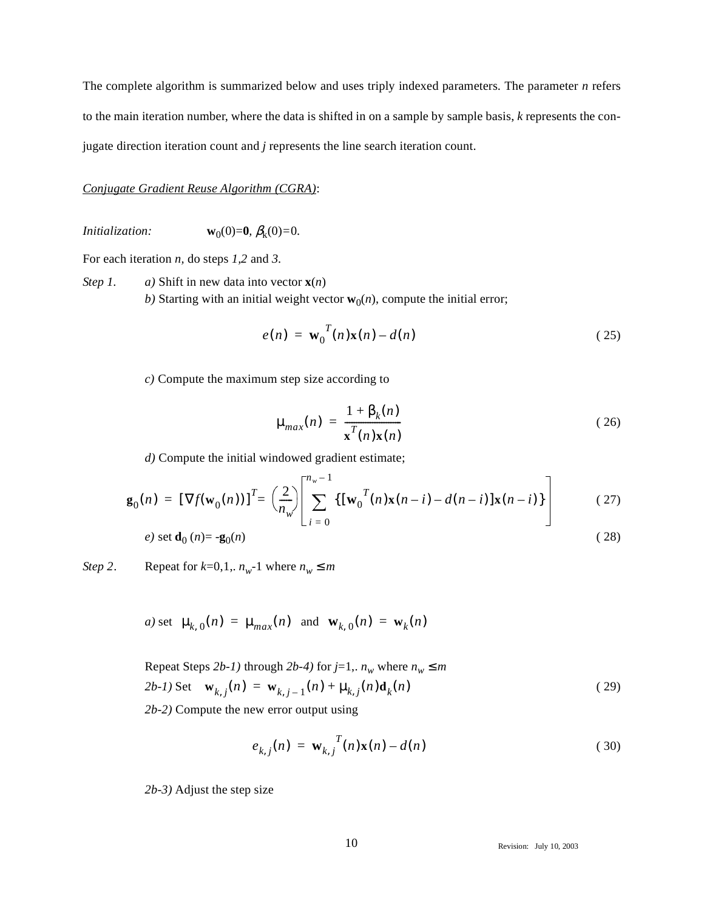The complete algorithm is summarized below and uses triply indexed parameters. The parameter $n$ refers to the main iteration number, where the data is shifted in on a sample by sample basis, $k$ represents the conjugate direction iteration count and $j$ represents the line search iteration count.

<u>*Conjugate Gradient Reuse Algorithm (CGRA)*</u>:

*Initialization:* $\mathbf{w}_0(0)=\mathbf{0}$, $\beta_k(0)=0$.

For each iteration $n$, do steps *1,2* and *3*.

*Step 1.* *a)* Shift in new data into vector $\mathbf{x}(n)$

*b)* Starting with an initial weight vector $\mathbf{w}_0(n)$, compute the initial error;

$$e(n) = \mathbf{w}_0^T(n)\mathbf{x}(n) - d(n) \tag{25}$$

*c)* Compute the maximum step size according to

$$\mu_{max}(n) = \frac{1 + \beta_k(n)}{\mathbf{x}^T(n)\mathbf{x}(n)} \tag{26}$$

*d)* Compute the initial windowed gradient estimate;

$$\mathbf{g}_0(n) = [\nabla f(\mathbf{w}_0(n))]^T = \left(\frac{2}{n_w}\right)\left[\sum_{i=0}^{n_w-1} \{[\mathbf{w}_0^T(n)\mathbf{x}(n-i) - d(n-i)]\mathbf{x}(n-i)\}\right] \tag{27}$$

*e)* set $\mathbf{d}_0(n) = -\mathbf{g}_0(n)$ (28)

*Step 2.* Repeat for $k=0,1,.\ n_w-1$ where $n_w \le m$

*a)* set $\mu_{k,0}(n) = \mu_{max}(n)$ and $\mathbf{w}_{k,0}(n) = \mathbf{w}_k(n)$

Repeat Steps *2b-1)* through *2b-4)* for $j=1,.\ n_w$ where $n_w \le m$

*2b-1)* Set $\mathbf{w}_{k,j}(n) = \mathbf{w}_{k,j-1}(n) + \mu_{k,j}(n)\mathbf{d}_k(n)$ (29)

*2b-2)* Compute the new error output using

$$e_{k,j}(n) = \mathbf{w}_{k,j}^T(n)\mathbf{x}(n) - d(n) \tag{30}$$

*2b-3)* Adjust the step size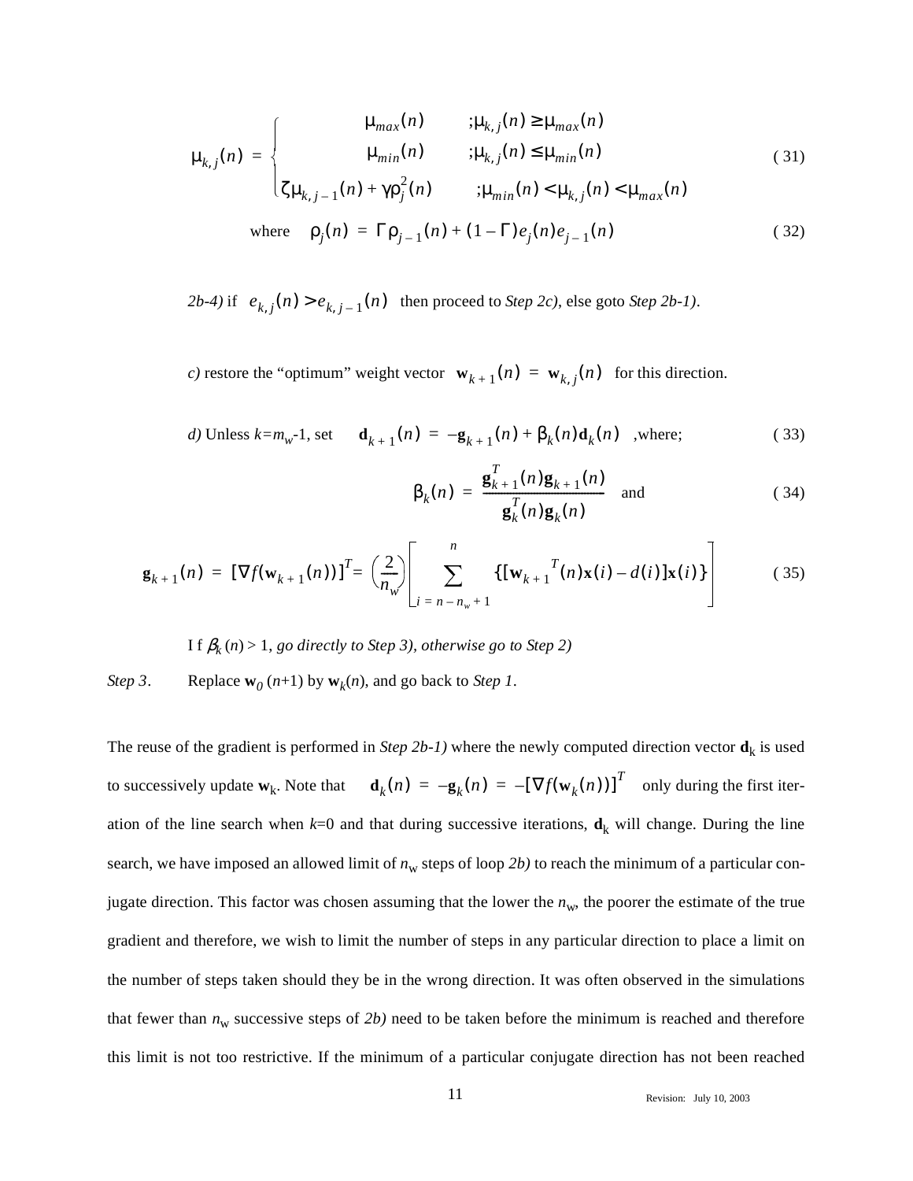$$\mu_{k,j}(n) = \begin{cases} \mu_{max}(n) & ;\mu_{k,j}(n) \geq \mu_{max}(n) \\ \mu_{min}(n) & ;\mu_{k,j}(n) \leq \mu_{min}(n) \\ \zeta\mu_{k,j-1}(n) + \gamma\rho_j^2(n) & ;\mu_{min}(n) < \mu_{k,j}(n) < \mu_{max}(n) \end{cases} \tag{31}$$

$$\text{where} \quad \rho_j(n) = \Gamma\rho_{j-1}(n) + (1-\Gamma)e_j(n)e_{j-1}(n) \tag{32}$$

*2b-4)* if $e_{k,j}(n) > e_{k,j-1}(n)$ then proceed to *Step 2c)*, else goto *Step 2b-1)*.

*c)* restore the "optimum" weight vector $\mathbf{w}_{k+1}(n) = \mathbf{w}_{k,j}(n)$ for this direction.

*d)* Unless $k$=$m_w$-1, set $\mathbf{d}_{k+1}(n) = -\mathbf{g}_{k+1}(n) + \beta_k(n)\mathbf{d}_k(n)$ ,where; (33)

$$\beta_k(n) = \frac{\mathbf{g}_{k+1}^T(n)\mathbf{g}_{k+1}(n)}{\mathbf{g}_k^T(n)\mathbf{g}_k(n)} \quad \text{and} \tag{34}$$

$$\mathbf{g}_{k+1}(n) = [\nabla f(\mathbf{w}_{k+1}(n))]^T = \left(\frac{2}{n_w}\right)\left[\sum_{i=n-n_w+1}^{n} \{[\mathbf{w}_{k+1}{}^T(n)\mathbf{x}(i) - d(i)]\mathbf{x}(i)\}\right] \tag{35}$$

I f $\beta_k(n) > 1$, *go directly to Step 3), otherwise go to Step 2)*

*Step 3*. Replace $\mathbf{w}_0(n+1)$ by $\mathbf{w}_k(n)$, and go back to *Step 1*.

The reuse of the gradient is performed in *Step 2b-1)* where the newly computed direction vector $\mathbf{d}_k$ is used to successively update $\mathbf{w}_k$. Note that $\mathbf{d}_k(n) = -\mathbf{g}_k(n) = -[\nabla f(\mathbf{w}_k(n))]^T$ only during the first iteration of the line search when $k$=0 and that during successive iterations, $\mathbf{d}_k$ will change. During the line search, we have imposed an allowed limit of $n_w$ steps of loop *2b)* to reach the minimum of a particular conjugate direction. This factor was chosen assuming that the lower the $n_w$, the poorer the estimate of the true gradient and therefore, we wish to limit the number of steps in any particular direction to place a limit on the number of steps taken should they be in the wrong direction. It was often observed in the simulations that fewer than $n_w$ successive steps of *2b)* need to be taken before the minimum is reached and therefore this limit is not too restrictive. If the minimum of a particular conjugate direction has not been reached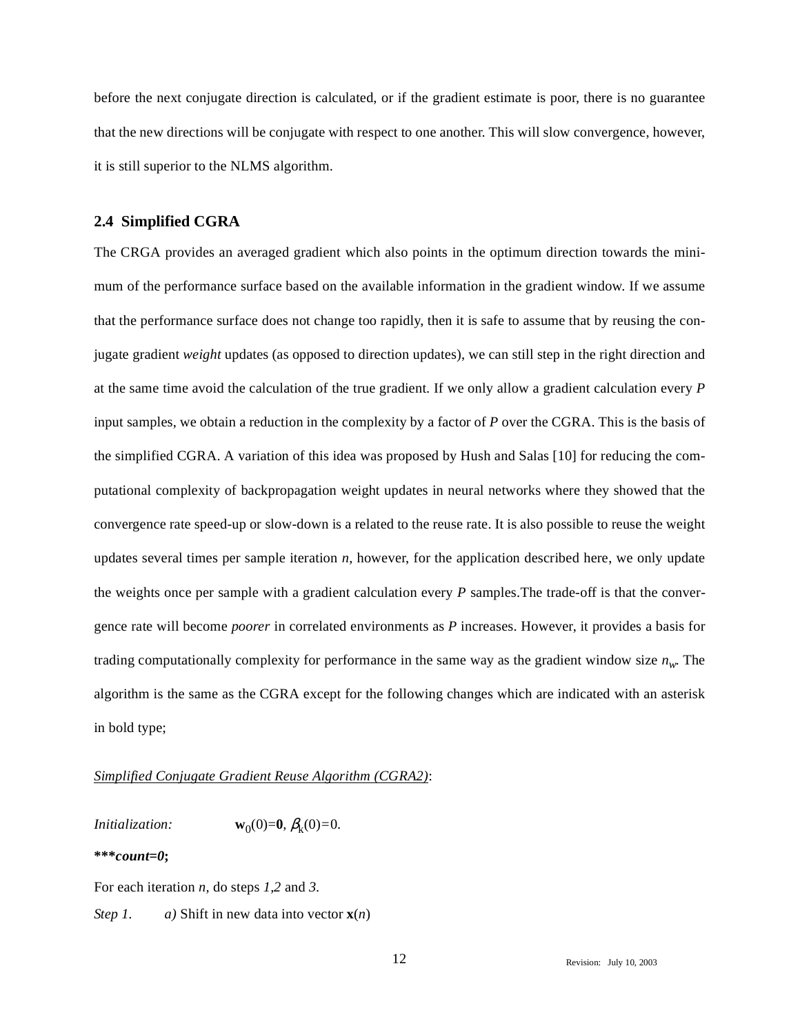before the next conjugate direction is calculated, or if the gradient estimate is poor, there is no guarantee that the new directions will be conjugate with respect to one another. This will slow convergence, however, it is still superior to the NLMS algorithm.

## 2.4 Simplified CGRA

The CRGA provides an averaged gradient which also points in the optimum direction towards the minimum of the performance surface based on the available information in the gradient window. If we assume that the performance surface does not change too rapidly, then it is safe to assume that by reusing the conjugate gradient *weight* updates (as opposed to direction updates), we can still step in the right direction and at the same time avoid the calculation of the true gradient. If we only allow a gradient calculation every $P$ input samples, we obtain a reduction in the complexity by a factor of $P$ over the CGRA. This is the basis of the simplified CGRA. A variation of this idea was proposed by Hush and Salas [10] for reducing the computational complexity of backpropagation weight updates in neural networks where they showed that the convergence rate speed-up or slow-down is a related to the reuse rate. It is also possible to reuse the weight updates several times per sample iteration $n$, however, for the application described here, we only update the weights once per sample with a gradient calculation every $P$ samples.The trade-off is that the convergence rate will become *poorer* in correlated environments as $P$ increases. However, it provides a basis for trading computationally complexity for performance in the same way as the gradient window size $n_w$. The algorithm is the same as the CGRA except for the following changes which are indicated with an asterisk in bold type;

<u>*Simplified Conjugate Gradient Reuse Algorithm (CGRA2)*</u>:

*Initialization:* $\mathbf{w}_0(0)=\mathbf{0}$, $\beta_k(0)=0$.

***\*\*\*count=0;***

For each iteration $n$, do steps *1*,*2* and *3*.

*Step 1.* *a)* Shift in new data into vector $\mathbf{x}(n)$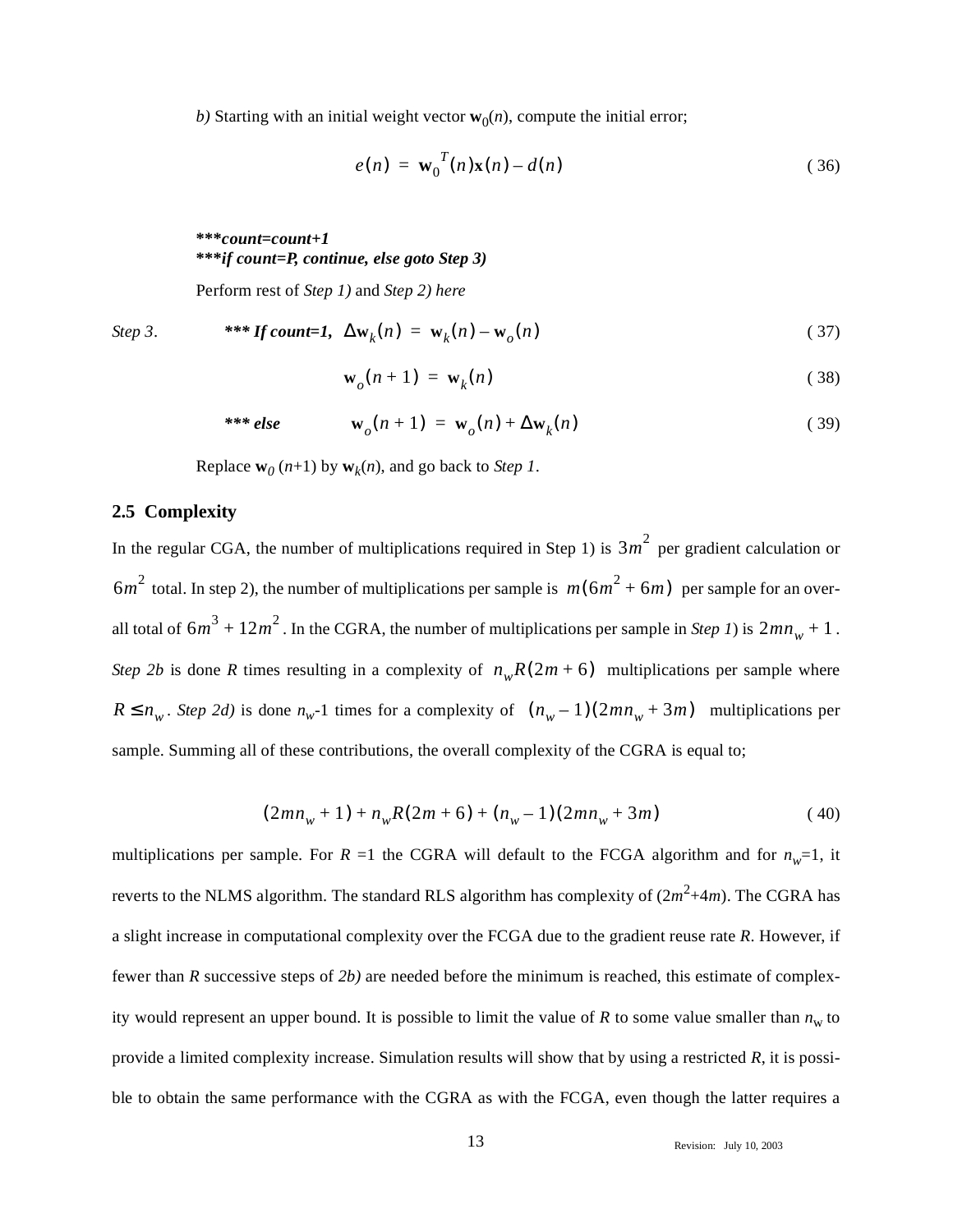*b)* Starting with an initial weight vector $\mathbf{w}_0(n)$, compute the initial error;

$$e(n) = \mathbf{w}_0^T(n)\mathbf{x}(n) - d(n) \tag{36}$$

***\*\*\*count=count+1***
***\*\*\*if count=P, continue, else goto Step 3)***

Perform rest of *Step 1)* and *Step 2) here*

*Step 3*. ***\*\*\* If count=1,*** $\Delta\mathbf{w}_k(n) = \mathbf{w}_k(n) - \mathbf{w}_o(n)$ (37)

$$\mathbf{w}_o(n+1) = \mathbf{w}_k(n) \tag{38}$$

***\*\*\* else*** $\mathbf{w}_o(n+1) = \mathbf{w}_o(n) + \Delta\mathbf{w}_k(n)$ (39)

Replace $\mathbf{w}_0(n+1)$ by $\mathbf{w}_k(n)$, and go back to *Step 1*.

## 2.5 Complexity

In the regular CGA, the number of multiplications required in Step 1) is $3m^2$ per gradient calculation or $6m^2$ total. In step 2), the number of multiplications per sample is $m(6m^2 + 6m)$ per sample for an overall total of $6m^3 + 12m^2$. In the CGRA, the number of multiplications per sample in *Step 1*) is $2mn_w + 1$. *Step 2b* is done *R* times resulting in a complexity of $n_w R(2m + 6)$ multiplications per sample where $R \le n_w$. *Step 2d)* is done $n_w$-1 times for a complexity of $(n_w - 1)(2mn_w + 3m)$ multiplications per sample. Summing all of these contributions, the overall complexity of the CGRA is equal to;

$$(2mn_w + 1) + n_w R(2m + 6) + (n_w - 1)(2mn_w + 3m) \tag{40}$$

multiplications per sample. For $R = 1$ the CGRA will default to the FCGA algorithm and for $n_w$=1, it reverts to the NLMS algorithm. The standard RLS algorithm has complexity of $(2m^2+4m)$. The CGRA has a slight increase in computational complexity over the FCGA due to the gradient reuse rate *R*. However, if fewer than *R* successive steps of *2b)* are needed before the minimum is reached, this estimate of complexity would represent an upper bound. It is possible to limit the value of *R* to some value smaller than $n_w$ to provide a limited complexity increase. Simulation results will show that by using a restricted *R*, it is possible to obtain the same performance with the CGRA as with the FCGA, even though the latter requires a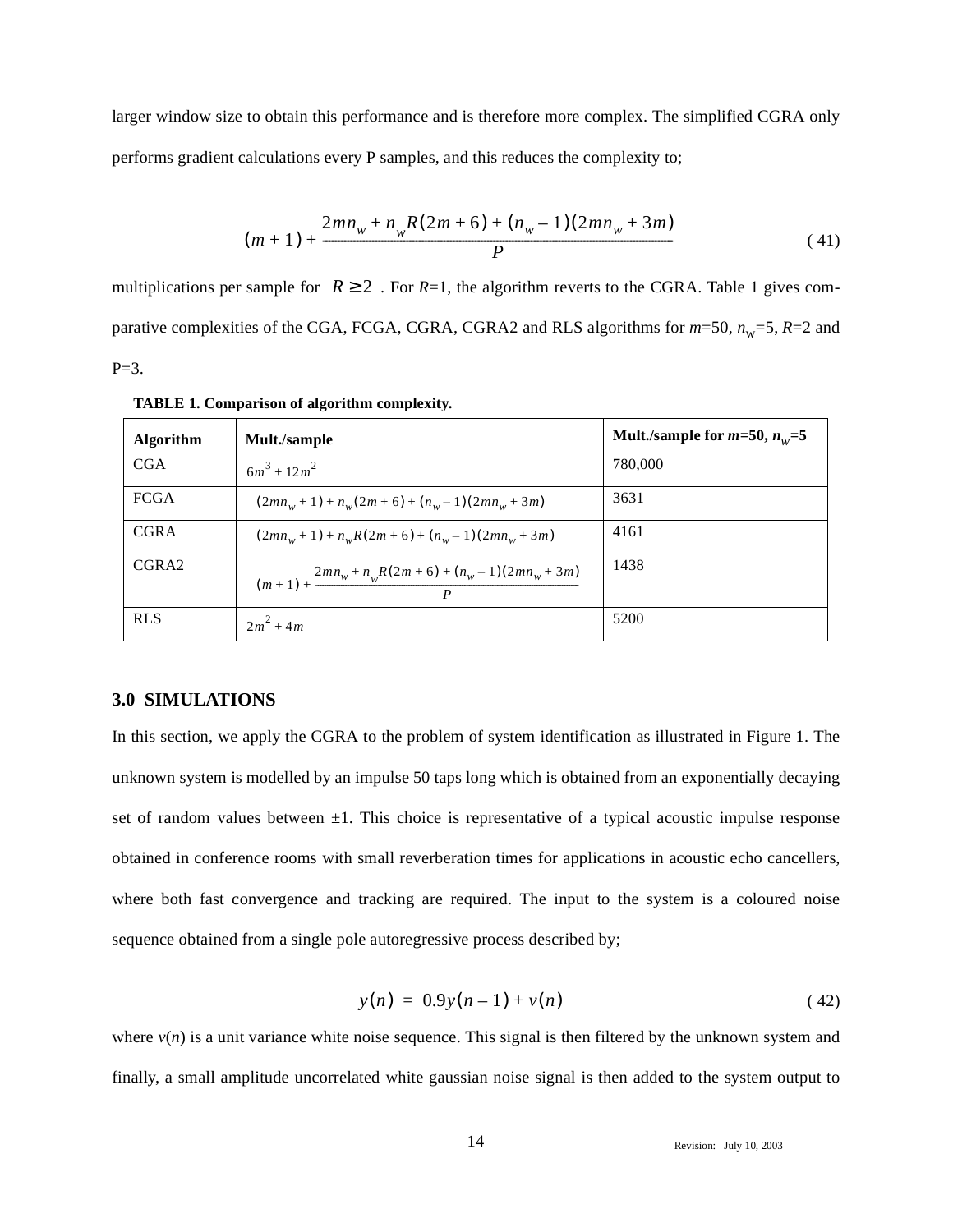larger window size to obtain this performance and is therefore more complex. The simplified CGRA only performs gradient calculations every P samples, and this reduces the complexity to;

$$(m+1) + \frac{2mn_w + n_w R(2m+6) + (n_w - 1)(2mn_w + 3m)}{P} \tag{41}$$

multiplications per sample for $R \geq 2$. For $R$=1, the algorithm reverts to the CGRA. Table 1 gives comparative complexities of the CGA, FCGA, CGRA, CGRA2 and RLS algorithms for $m$=50, $n_w$=5, $R$=2 and P=3.

**TABLE 1. Comparison of algorithm complexity.**

| **Algorithm** | **Mult./sample** | **Mult./sample for *m*=50, $n_w$=5** |
|---|---|---|
| CGA | $6m^3 + 12m^2$ | 780,000 |
| FCGA | $(2mn_w + 1) + n_w(2m+6) + (n_w - 1)(2mn_w + 3m)$ | 3631 |
| CGRA | $(2mn_w + 1) + n_w R(2m+6) + (n_w - 1)(2mn_w + 3m)$ | 4161 |
| CGRA2 | $(m+1) + \frac{2mn_w + n_w R(2m+6) + (n_w - 1)(2mn_w + 3m)}{P}$ | 1438 |
| RLS | $2m^2 + 4m$ | 5200 |

## 3.0 SIMULATIONS

In this section, we apply the CGRA to the problem of system identification as illustrated in Figure 1. The unknown system is modelled by an impulse 50 taps long which is obtained from an exponentially decaying set of random values between ±1. This choice is representative of a typical acoustic impulse response obtained in conference rooms with small reverberation times for applications in acoustic echo cancellers, where both fast convergence and tracking are required. The input to the system is a coloured noise sequence obtained from a single pole autoregressive process described by;

$$y(n) = 0.9y(n-1) + v(n) \tag{42}$$

where $v(n)$ is a unit variance white noise sequence. This signal is then filtered by the unknown system and finally, a small amplitude uncorrelated white gaussian noise signal is then added to the system output to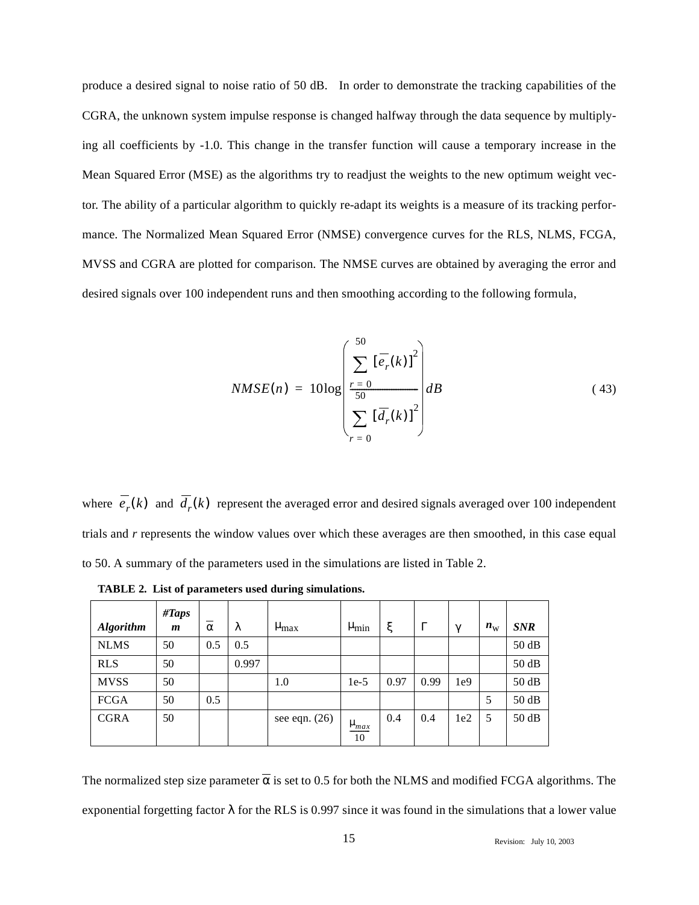produce a desired signal to noise ratio of 50 dB. In order to demonstrate the tracking capabilities of the CGRA, the unknown system impulse response is changed halfway through the data sequence by multiplying all coefficients by -1.0. This change in the transfer function will cause a temporary increase in the Mean Squared Error (MSE) as the algorithms try to readjust the weights to the new optimum weight vector. The ability of a particular algorithm to quickly re-adapt its weights is a measure of its tracking performance. The Normalized Mean Squared Error (NMSE) convergence curves for the RLS, NLMS, FCGA, MVSS and CGRA are plotted for comparison. The NMSE curves are obtained by averaging the error and desired signals over 100 independent runs and then smoothing according to the following formula,

$$NMSE(n) = 10\log\left(\frac{\sum_{r=0}^{50}[\overline{e}_r(k)]^2}{\sum_{r=0}^{50}[\overline{d}_r(k)]^2}\right)dB \tag{43}$$

where $\overline{e}_r(k)$ and $\overline{d}_r(k)$ represent the averaged error and desired signals averaged over 100 independent trials and $r$ represents the window values over which these averages are then smoothed, in this case equal to 50. A summary of the parameters used in the simulations are listed in Table 2.

**TABLE 2. List of parameters used during simulations.**

| *Algorithm* | *#Taps m* | $\overline{\alpha}$ | $\lambda$ | $\mu_{max}$ | $\mu_{min}$ | $\xi$ | $\Gamma$ | $\gamma$ | $n_w$ | *SNR* |
|---|---|---|---|---|---|---|---|---|---|---|
| NLMS | 50 | 0.5 | 0.5 | | | | | | | 50 dB |
| RLS | 50 | | 0.997 | | | | | | | 50 dB |
| MVSS | 50 | | | 1.0 | 1e-5 | 0.97 | 0.99 | 1e9 | | 50 dB |
| FCGA | 50 | 0.5 | | | | | | | 5 | 50 dB |
| CGRA | 50 | | | see eqn. (26) | $\frac{\mu_{max}}{10}$ | 0.4 | 0.4 | 1e2 | 5 | 50 dB |

The normalized step size parameter $\overline{\alpha}$ is set to 0.5 for both the NLMS and modified FCGA algorithms. The exponential forgetting factor $\lambda$ for the RLS is 0.997 since it was found in the simulations that a lower value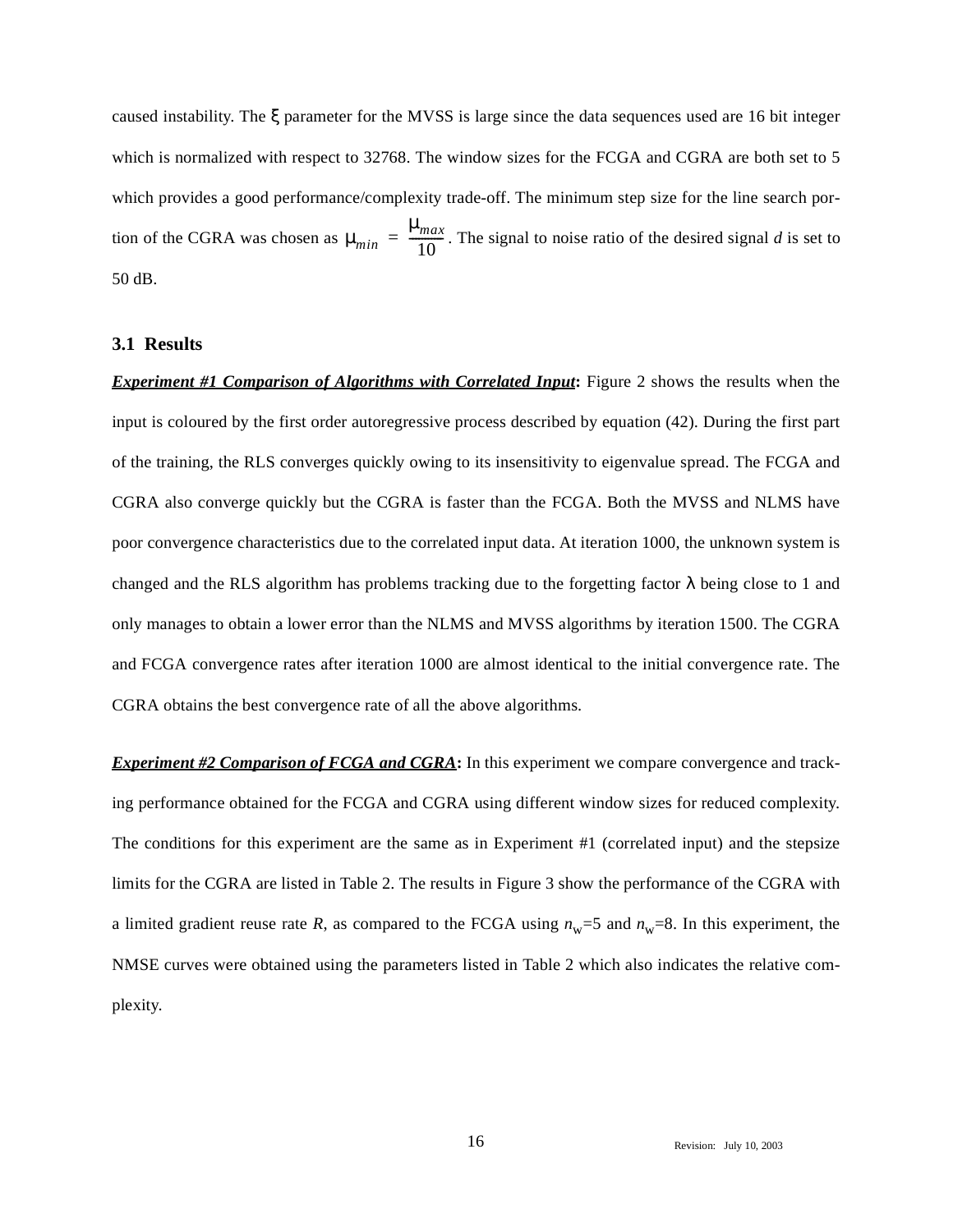caused instability. The $\xi$ parameter for the MVSS is large since the data sequences used are 16 bit integer which is normalized with respect to 32768. The window sizes for the FCGA and CGRA are both set to 5 which provides a good performance/complexity trade-off. The minimum step size for the line search portion of the CGRA was chosen as $\mu_{min} = \frac{\mu_{max}}{10}$. The signal to noise ratio of the desired signal $d$ is set to 50 dB.

### 3.1 Results

***Experiment #1 Comparison of Algorithms with Correlated Input*:** Figure 2 shows the results when the input is coloured by the first order autoregressive process described by equation (42). During the first part of the training, the RLS converges quickly owing to its insensitivity to eigenvalue spread. The FCGA and CGRA also converge quickly but the CGRA is faster than the FCGA. Both the MVSS and NLMS have poor convergence characteristics due to the correlated input data. At iteration 1000, the unknown system is changed and the RLS algorithm has problems tracking due to the forgetting factor $\lambda$ being close to 1 and only manages to obtain a lower error than the NLMS and MVSS algorithms by iteration 1500. The CGRA and FCGA convergence rates after iteration 1000 are almost identical to the initial convergence rate. The CGRA obtains the best convergence rate of all the above algorithms.

***Experiment #2 Comparison of FCGA and CGRA*:** In this experiment we compare convergence and tracking performance obtained for the FCGA and CGRA using different window sizes for reduced complexity. The conditions for this experiment are the same as in Experiment #1 (correlated input) and the stepsize limits for the CGRA are listed in Table 2. The results in Figure 3 show the performance of the CGRA with a limited gradient reuse rate $R$, as compared to the FCGA using $n_w$=5 and $n_w$=8. In this experiment, the NMSE curves were obtained using the parameters listed in Table 2 which also indicates the relative complexity.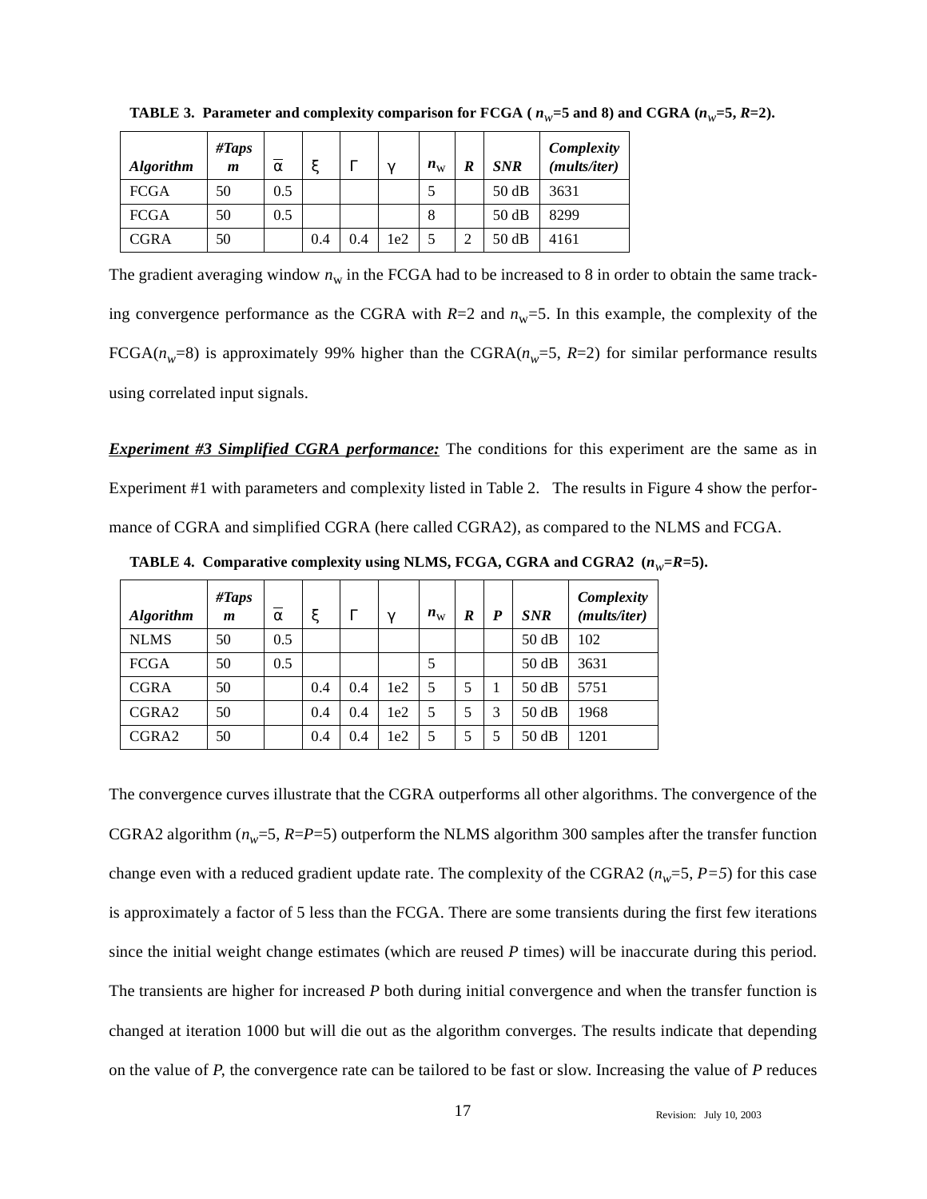**TABLE 3. Parameter and complexity comparison for FCGA ( $n_w$=5 and 8) and CGRA ($n_w$=5, $R$=2).**

| *Algorithm* | *#Taps m* | $\bar{\alpha}$ | $\xi$ | $\Gamma$ | $\gamma$ | $n_w$ | *R* | *SNR* | *Complexity (mults/iter)* |
|---|---|---|---|---|---|---|---|---|---|
| FCGA | 50 | 0.5 | | | | 5 | | 50 dB | 3631 |
| FCGA | 50 | 0.5 | | | | 8 | | 50 dB | 8299 |
| CGRA | 50 | | 0.4 | 0.4 | 1e2 | 5 | 2 | 50 dB | 4161 |

The gradient averaging window $n_w$ in the FCGA had to be increased to 8 in order to obtain the same tracking convergence performance as the CGRA with $R$=2 and $n_w$=5. In this example, the complexity of the FCGA($n_w$=8) is approximately 99% higher than the CGRA($n_w$=5, $R$=2) for similar performance results using correlated input signals.

***Experiment #3 Simplified CGRA performance:*** The conditions for this experiment are the same as in Experiment #1 with parameters and complexity listed in Table 2. The results in Figure 4 show the performance of CGRA and simplified CGRA (here called CGRA2), as compared to the NLMS and FCGA.

**TABLE 4. Comparative complexity using NLMS, FCGA, CGRA and CGRA2 ($n_w$=$R$=5).**

| *Algorithm* | *#Taps m* | $\bar{\alpha}$ | $\xi$ | $\Gamma$ | $\gamma$ | $n_w$ | *R* | *P* | *SNR* | *Complexity (mults/iter)* |
|---|---|---|---|---|---|---|---|---|---|---|
| NLMS | 50 | 0.5 | | | | | | | 50 dB | 102 |
| FCGA | 50 | 0.5 | | | | 5 | | | 50 dB | 3631 |
| CGRA | 50 | | 0.4 | 0.4 | 1e2 | 5 | 5 | 1 | 50 dB | 5751 |
| CGRA2 | 50 | | 0.4 | 0.4 | 1e2 | 5 | 5 | 3 | 50 dB | 1968 |
| CGRA2 | 50 | | 0.4 | 0.4 | 1e2 | 5 | 5 | 5 | 50 dB | 1201 |

The convergence curves illustrate that the CGRA outperforms all other algorithms. The convergence of the CGRA2 algorithm ($n_w$=5, $R$=$P$=5) outperform the NLMS algorithm 300 samples after the transfer function change even with a reduced gradient update rate. The complexity of the CGRA2 ($n_w$=5, $P$=5) for this case is approximately a factor of 5 less than the FCGA. There are some transients during the first few iterations since the initial weight change estimates (which are reused $P$ times) will be inaccurate during this period. The transients are higher for increased $P$ both during initial convergence and when the transfer function is changed at iteration 1000 but will die out as the algorithm converges. The results indicate that depending on the value of $P$, the convergence rate can be tailored to be fast or slow. Increasing the value of $P$ reduces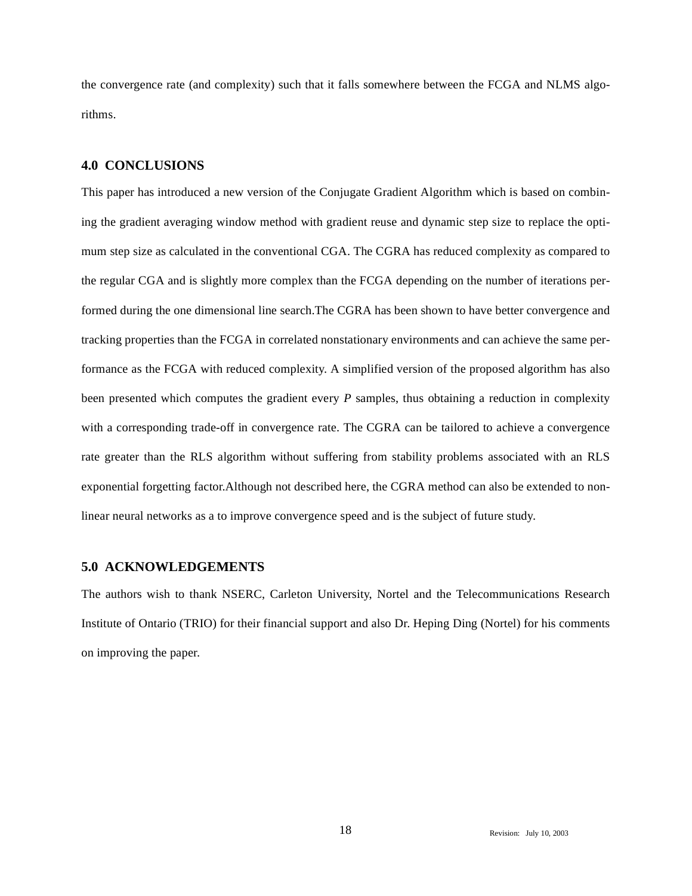the convergence rate (and complexity) such that it falls somewhere between the FCGA and NLMS algorithms.

## 4.0 CONCLUSIONS

This paper has introduced a new version of the Conjugate Gradient Algorithm which is based on combining the gradient averaging window method with gradient reuse and dynamic step size to replace the optimum step size as calculated in the conventional CGA. The CGRA has reduced complexity as compared to the regular CGA and is slightly more complex than the FCGA depending on the number of iterations performed during the one dimensional line search.The CGRA has been shown to have better convergence and tracking properties than the FCGA in correlated nonstationary environments and can achieve the same performance as the FCGA with reduced complexity. A simplified version of the proposed algorithm has also been presented which computes the gradient every $P$ samples, thus obtaining a reduction in complexity with a corresponding trade-off in convergence rate. The CGRA can be tailored to achieve a convergence rate greater than the RLS algorithm without suffering from stability problems associated with an RLS exponential forgetting factor.Although not described here, the CGRA method can also be extended to nonlinear neural networks as a to improve convergence speed and is the subject of future study.

## 5.0 ACKNOWLEDGEMENTS

The authors wish to thank NSERC, Carleton University, Nortel and the Telecommunications Research Institute of Ontario (TRIO) for their financial support and also Dr. Heping Ding (Nortel) for his comments on improving the paper.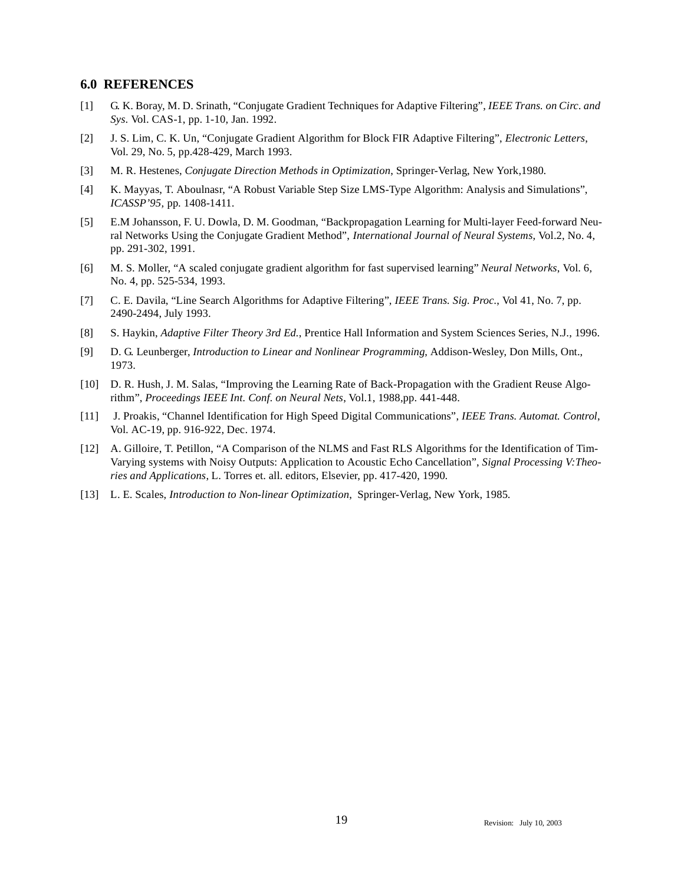## 6.0 REFERENCES

[1] G. K. Boray, M. D. Srinath, “Conjugate Gradient Techniques for Adaptive Filtering”, *IEEE Trans. on Circ. and Sys.* Vol. CAS-1, pp. 1-10, Jan. 1992.

[2] J. S. Lim, C. K. Un, “Conjugate Gradient Algorithm for Block FIR Adaptive Filtering”, *Electronic Letters*, Vol. 29, No. 5, pp.428-429, March 1993.

[3] M. R. Hestenes, *Conjugate Direction Methods in Optimization*, Springer-Verlag, New York,1980.

[4] K. Mayyas, T. Aboulnasr, “A Robust Variable Step Size LMS-Type Algorithm: Analysis and Simulations”, *ICASSP’95*, pp. 1408-1411.

[5] E.M Johansson, F. U. Dowla, D. M. Goodman, “Backpropagation Learning for Multi-layer Feed-forward Neural Networks Using the Conjugate Gradient Method”, *International Journal of Neural Systems*, Vol.2, No. 4, pp. 291-302, 1991.

[6] M. S. Moller, “A scaled conjugate gradient algorithm for fast supervised learning” *Neural Networks*, Vol. 6, No. 4, pp. 525-534, 1993.

[7] C. E. Davila, “Line Search Algorithms for Adaptive Filtering”, *IEEE Trans. Sig. Proc.*, Vol 41, No. 7, pp. 2490-2494, July 1993.

[8] S. Haykin, *Adaptive Filter Theory 3rd Ed.*, Prentice Hall Information and System Sciences Series, N.J., 1996.

[9] D. G. Leunberger, *Introduction to Linear and Nonlinear Programming*, Addison-Wesley, Don Mills, Ont., 1973.

[10] D. R. Hush, J. M. Salas, “Improving the Learning Rate of Back-Propagation with the Gradient Reuse Algorithm”, *Proceedings IEEE Int. Conf. on Neural Nets*, Vol.1, 1988,pp. 441-448.

[11] J. Proakis, “Channel Identification for High Speed Digital Communications”, *IEEE Trans. Automat. Control*, Vol. AC-19, pp. 916-922, Dec. 1974.

[12] A. Gilloire, T. Petillon, “A Comparison of the NLMS and Fast RLS Algorithms for the Identification of Tim-Varying systems with Noisy Outputs: Application to Acoustic Echo Cancellation”, *Signal Processing V:Theories and Applications*, L. Torres et. all. editors, Elsevier, pp. 417-420, 1990.

[13] L. E. Scales, *Introduction to Non-linear Optimization*, Springer-Verlag, New York, 1985.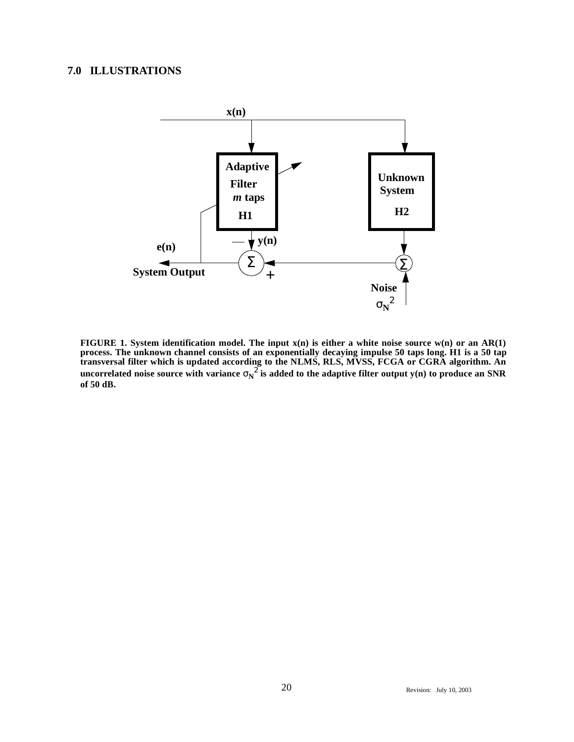## 7.0 ILLUSTRATIONS

**FIGURE 1. System identification model. The input x(n) is either a white noise source w(n) or an AR(1) process. The unknown channel consists of an exponentially decaying impulse 50 taps long. H1 is a 50 tap transversal filter which is updated according to the NLMS, RLS, MVSS, FCGA or CGRA algorithm. An uncorrelated noise source with variance $\sigma_N^2$ is added to the adaptive filter output y(n) to produce an SNR of 50 dB.**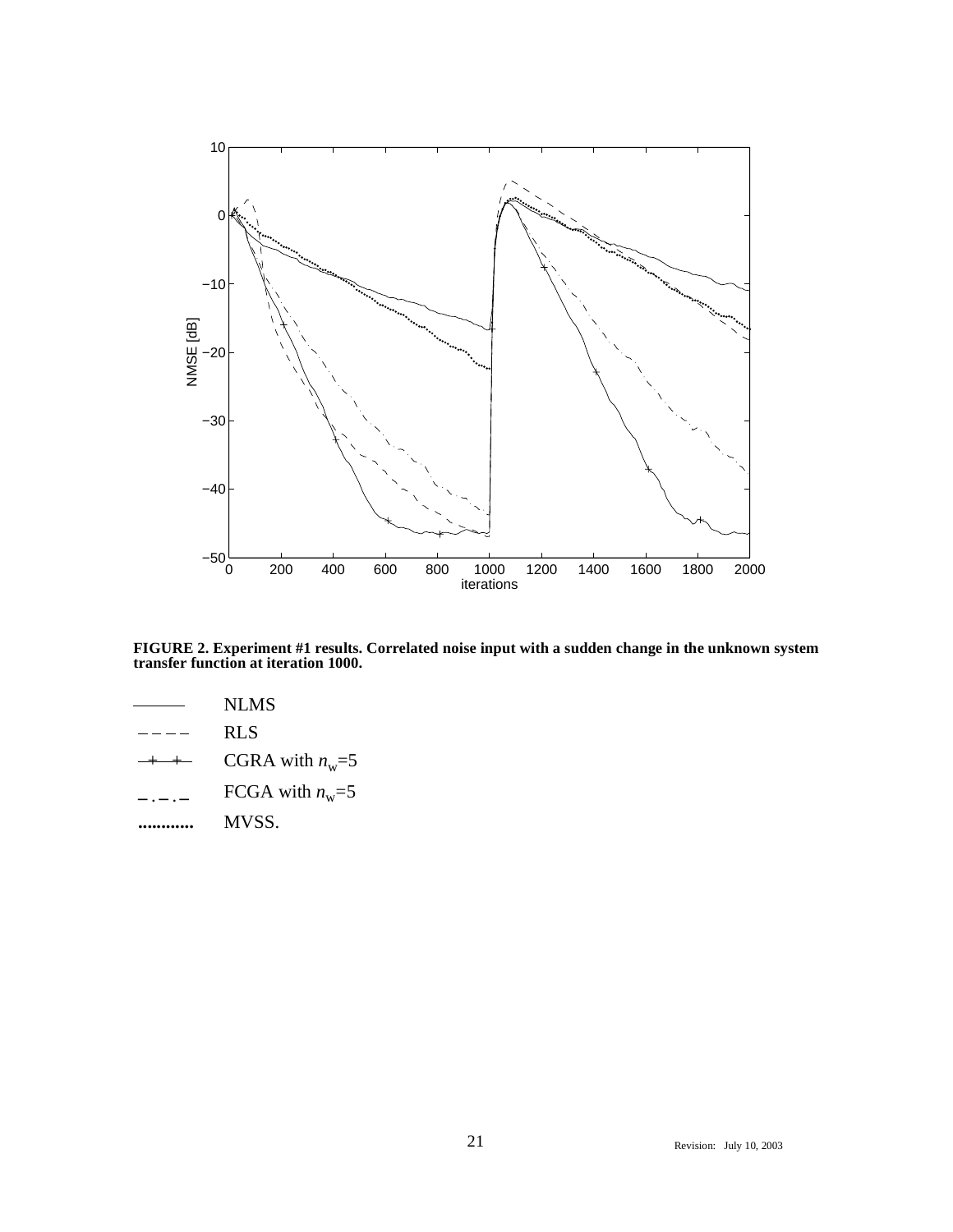**FIGURE 2. Experiment #1 results. Correlated noise input with a sudden change in the unknown system transfer function at iteration 1000.**

| Line style | Algorithm |
|---|---|
| ——— | NLMS |
| – – – – | RLS |
| —+—+— | CGRA with $n_w$=5 |
| – . – . – | FCGA with $n_w$=5 |
| ............ | MVSS. |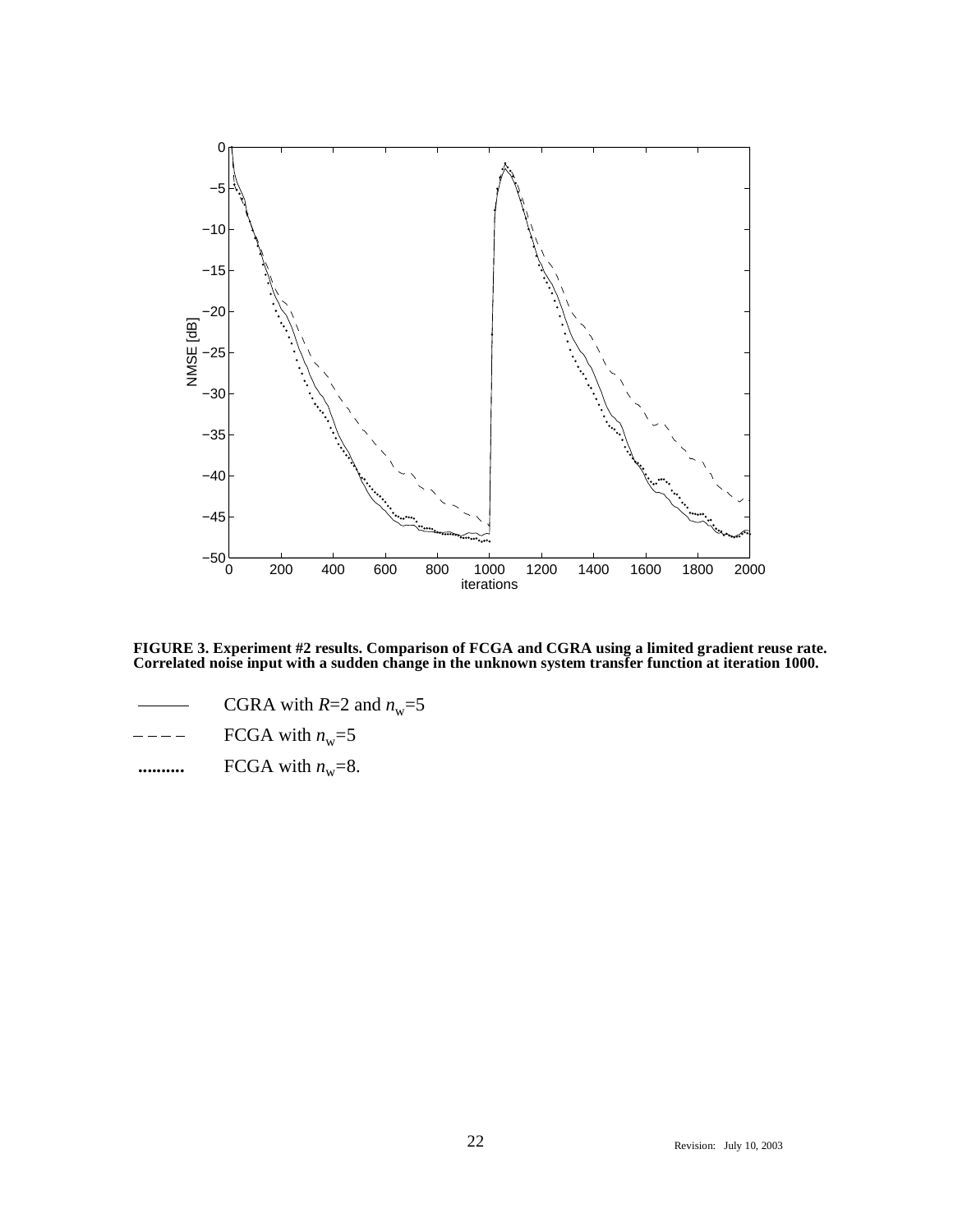**FIGURE 3. Experiment #2 results. Comparison of FCGA and CGRA using a limited gradient reuse rate. Correlated noise input with a sudden change in the unknown system transfer function at iteration 1000.**

| | |
|---|---|
| ——— | CGRA with $R$=2 and $n_w$=5 |
| – – – – | FCGA with $n_w$=5 |
| .......... | FCGA with $n_w$=8. |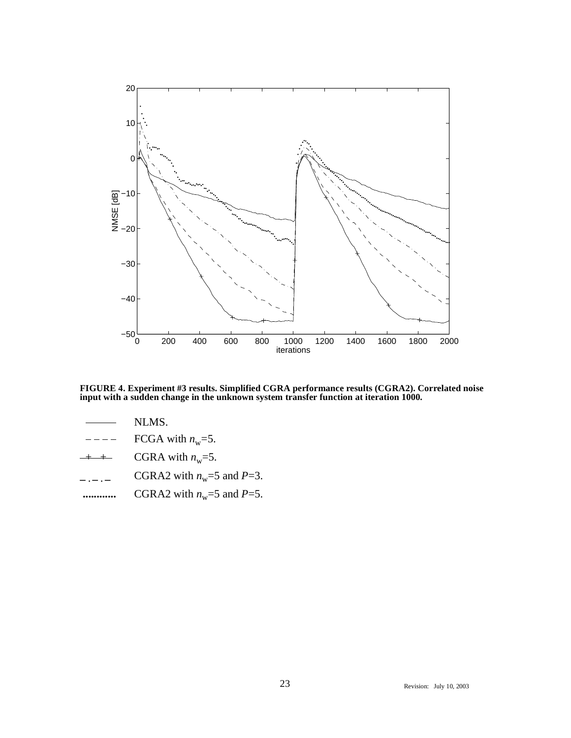20

10

0

−10

−20

−30

−40

−50

0 200 400 600 800 1000 1200 1400 1600 1800 2000

iterations

NMSE [dB]

**FIGURE 4. Experiment #3 results. Simplified CGRA performance results (CGRA2). Correlated noise input with a sudden change in the unknown system transfer function at iteration 1000.**

NLMS.

FCGA with $n_w$=5.

CGRA with $n_w$=5.

CGRA2 with $n_w$=5 and $P$=3.

CGRA2 with $n_w$=5 and $P$=5.